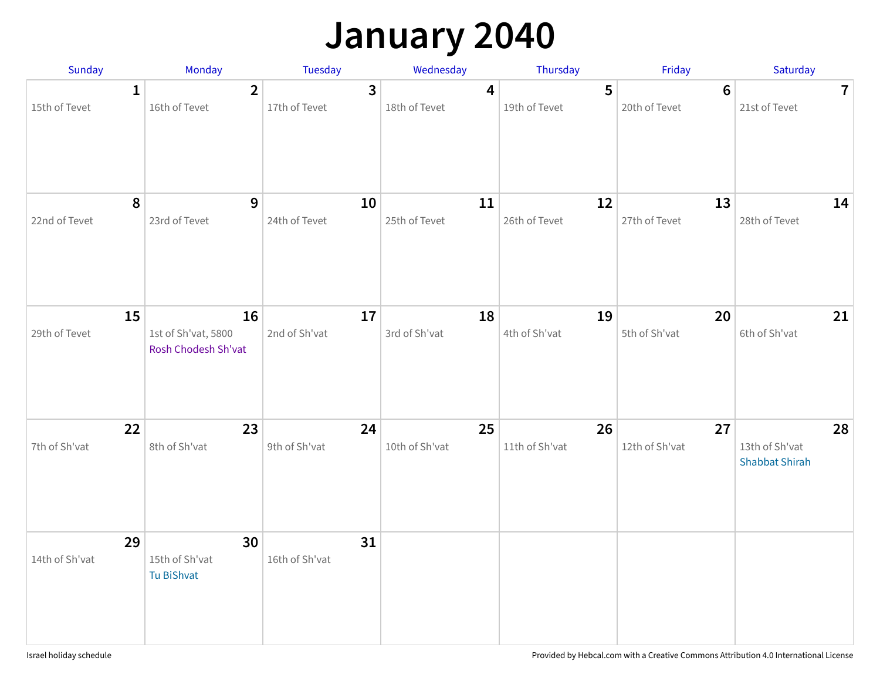# January 2040

| Sunday | Monday | Tuesday | Wednesday | Thursday | Friday | Saturday |
|---|---|---|---|---|---|---|
| **1**<br>15th of Tevet | **2**<br>16th of Tevet | **3**<br>17th of Tevet | **4**<br>18th of Tevet | **5**<br>19th of Tevet | **6**<br>20th of Tevet | **7**<br>21st of Tevet |
| **8**<br>22nd of Tevet | **9**<br>23rd of Tevet | **10**<br>24th of Tevet | **11**<br>25th of Tevet | **12**<br>26th of Tevet | **13**<br>27th of Tevet | **14**<br>28th of Tevet |
| **15**<br>29th of Tevet | **16**<br>1st of Sh'vat, 5800<br>Rosh Chodesh Sh'vat | **17**<br>2nd of Sh'vat | **18**<br>3rd of Sh'vat | **19**<br>4th of Sh'vat | **20**<br>5th of Sh'vat | **21**<br>6th of Sh'vat |
| **22**<br>7th of Sh'vat | **23**<br>8th of Sh'vat | **24**<br>9th of Sh'vat | **25**<br>10th of Sh'vat | **26**<br>11th of Sh'vat | **27**<br>12th of Sh'vat | **28**<br>13th of Sh'vat<br>Shabbat Shirah |
| **29**<br>14th of Sh'vat | **30**<br>15th of Sh'vat<br>Tu BiShvat | **31**<br>16th of Sh'vat | | | | |

Israel holiday schedule

Provided by Hebcal.com with a Creative Commons Attribution 4.0 International License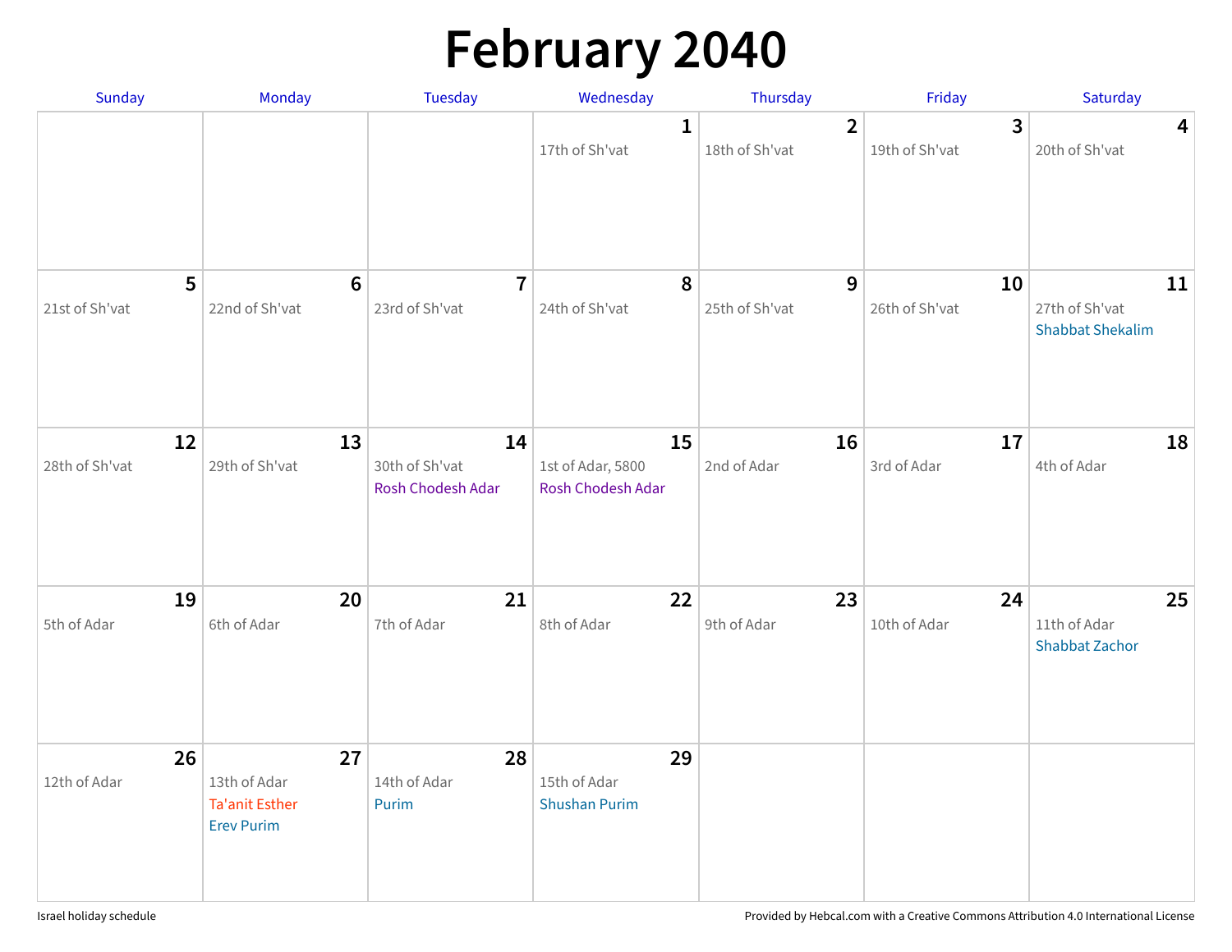# February 2040

| Sunday | Monday | Tuesday | Wednesday | Thursday | Friday | Saturday |
|---|---|---|---|---|---|---|
| | | | **1**<br>17th of Sh'vat | **2**<br>18th of Sh'vat | **3**<br>19th of Sh'vat | **4**<br>20th of Sh'vat |
| **5**<br>21st of Sh'vat | **6**<br>22nd of Sh'vat | **7**<br>23rd of Sh'vat | **8**<br>24th of Sh'vat | **9**<br>25th of Sh'vat | **10**<br>26th of Sh'vat | **11**<br>27th of Sh'vat<br>Shabbat Shekalim |
| **12**<br>28th of Sh'vat | **13**<br>29th of Sh'vat | **14**<br>30th of Sh'vat<br>Rosh Chodesh Adar | **15**<br>1st of Adar, 5800<br>Rosh Chodesh Adar | **16**<br>2nd of Adar | **17**<br>3rd of Adar | **18**<br>4th of Adar |
| **19**<br>5th of Adar | **20**<br>6th of Adar | **21**<br>7th of Adar | **22**<br>8th of Adar | **23**<br>9th of Adar | **24**<br>10th of Adar | **25**<br>11th of Adar<br>Shabbat Zachor |
| **26**<br>12th of Adar | **27**<br>13th of Adar<br>Ta'anit Esther<br>Erev Purim | **28**<br>14th of Adar<br>Purim | **29**<br>15th of Adar<br>Shushan Purim | | | |

Israel holiday schedule

Provided by Hebcal.com with a Creative Commons Attribution 4.0 International License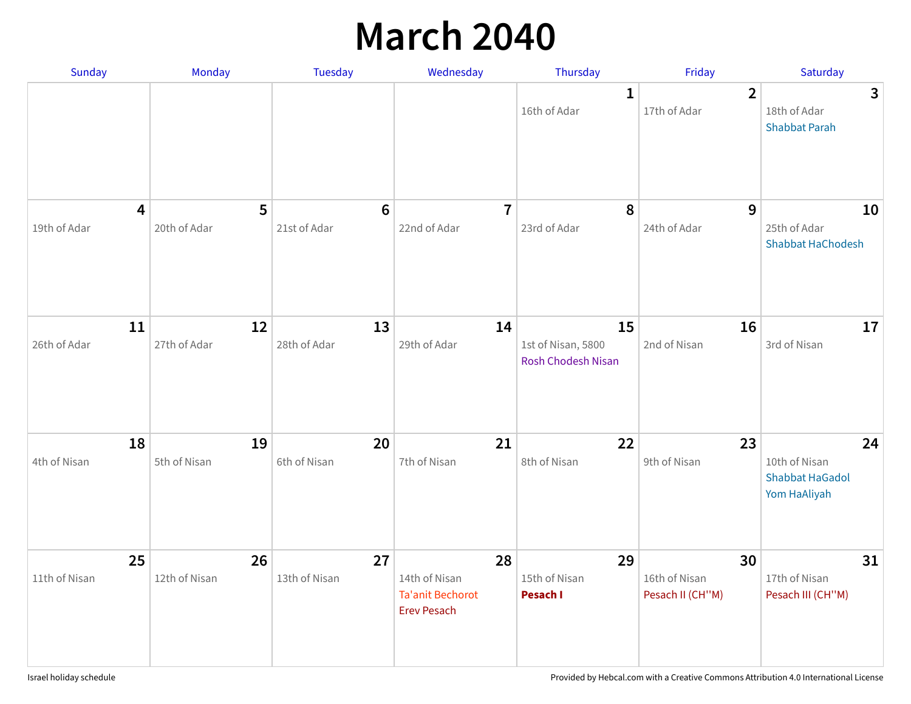# March 2040

| Sunday | Monday | Tuesday | Wednesday | Thursday | Friday | Saturday |
|---|---|---|---|---|---|---|
| | | | | **1**<br>16th of Adar | **2**<br>17th of Adar | **3**<br>18th of Adar<br>Shabbat Parah |
| **4**<br>19th of Adar | **5**<br>20th of Adar | **6**<br>21st of Adar | **7**<br>22nd of Adar | **8**<br>23rd of Adar | **9**<br>24th of Adar | **10**<br>25th of Adar<br>Shabbat HaChodesh |
| **11**<br>26th of Adar | **12**<br>27th of Adar | **13**<br>28th of Adar | **14**<br>29th of Adar | **15**<br>1st of Nisan, 5800<br>Rosh Chodesh Nisan | **16**<br>2nd of Nisan | **17**<br>3rd of Nisan |
| **18**<br>4th of Nisan | **19**<br>5th of Nisan | **20**<br>6th of Nisan | **21**<br>7th of Nisan | **22**<br>8th of Nisan | **23**<br>9th of Nisan | **24**<br>10th of Nisan<br>Shabbat HaGadol<br>Yom HaAliyah |
| **25**<br>11th of Nisan | **26**<br>12th of Nisan | **27**<br>13th of Nisan | **28**<br>14th of Nisan<br>Ta'anit Bechorot<br>Erev Pesach | **29**<br>15th of Nisan<br>**Pesach I** | **30**<br>16th of Nisan<br>Pesach II (CH''M) | **31**<br>17th of Nisan<br>Pesach III (CH''M) |

Israel holiday schedule

Provided by Hebcal.com with a Creative Commons Attribution 4.0 International License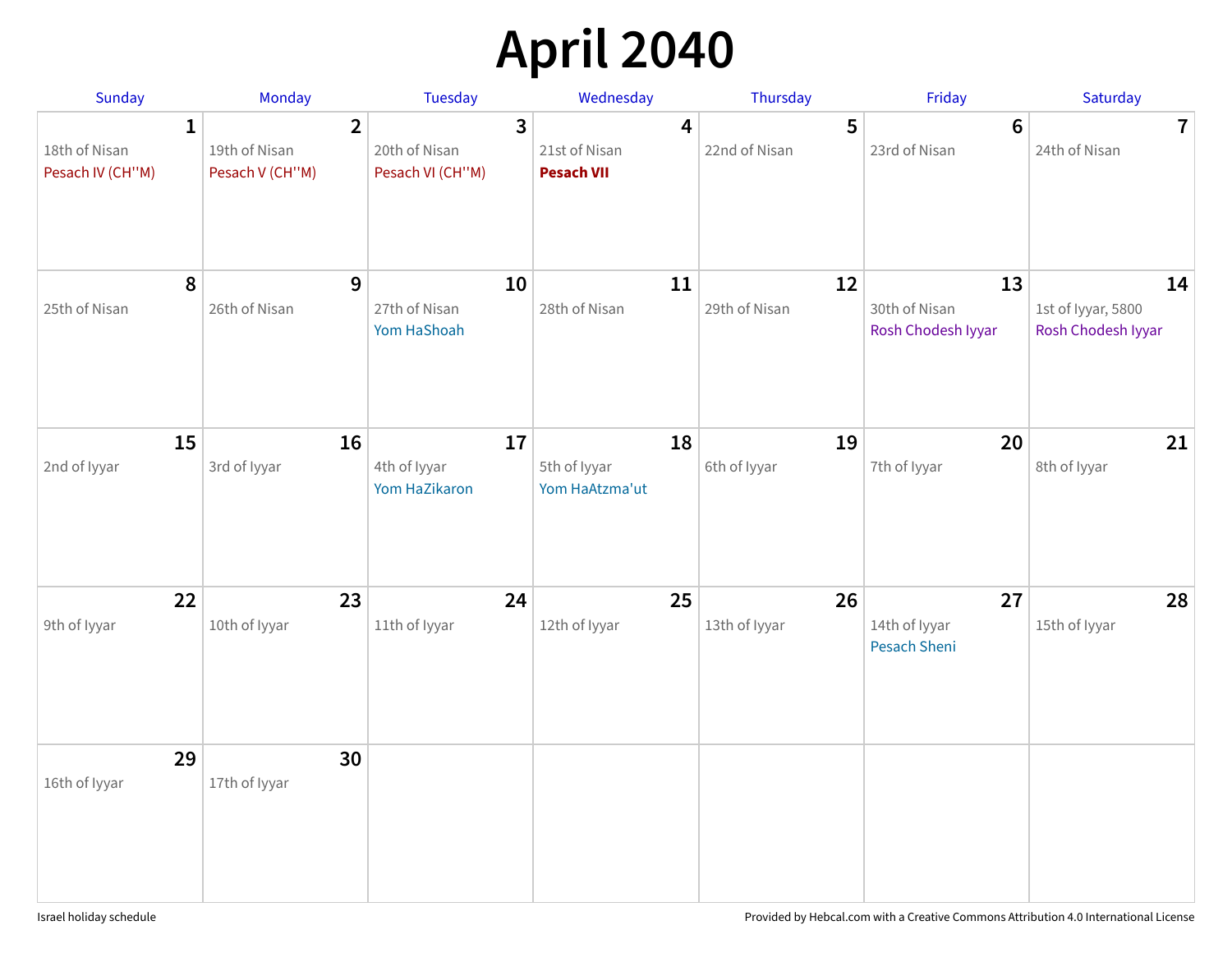# April 2040

| Sunday | Monday | Tuesday | Wednesday | Thursday | Friday | Saturday |
|---|---|---|---|---|---|---|
| **1** 18th of Nisan Pesach IV (CH''M) | **2** 19th of Nisan Pesach V (CH''M) | **3** 20th of Nisan Pesach VI (CH''M) | **4** 21st of Nisan **Pesach VII** | **5** 22nd of Nisan | **6** 23rd of Nisan | **7** 24th of Nisan |
| **8** 25th of Nisan | **9** 26th of Nisan | **10** 27th of Nisan Yom HaShoah | **11** 28th of Nisan | **12** 29th of Nisan | **13** 30th of Nisan Rosh Chodesh Iyyar | **14** 1st of Iyyar, 5800 Rosh Chodesh Iyyar |
| **15** 2nd of Iyyar | **16** 3rd of Iyyar | **17** 4th of Iyyar Yom HaZikaron | **18** 5th of Iyyar Yom HaAtzma'ut | **19** 6th of Iyyar | **20** 7th of Iyyar | **21** 8th of Iyyar |
| **22** 9th of Iyyar | **23** 10th of Iyyar | **24** 11th of Iyyar | **25** 12th of Iyyar | **26** 13th of Iyyar | **27** 14th of Iyyar Pesach Sheni | **28** 15th of Iyyar |
| **29** 16th of Iyyar | **30** 17th of Iyyar | | | | | |

Israel holiday schedule

Provided by Hebcal.com with a Creative Commons Attribution 4.0 International License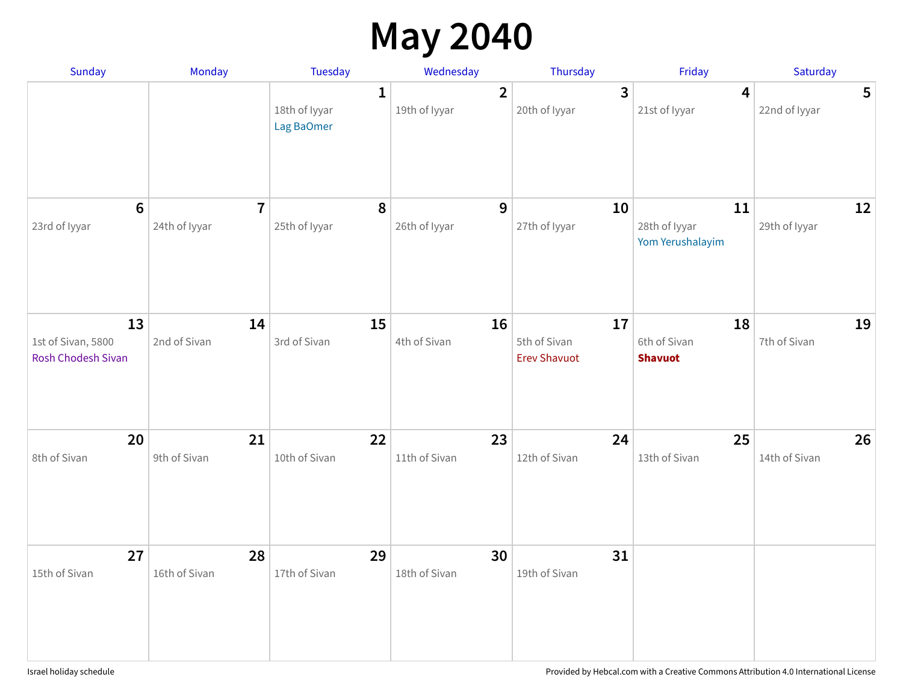# May 2040

| Sunday | Monday | Tuesday | Wednesday | Thursday | Friday | Saturday |
|---|---|---|---|---|---|---|
| | | **1** 18th of Iyyar Lag BaOmer | **2** 19th of Iyyar | **3** 20th of Iyyar | **4** 21st of Iyyar | **5** 22nd of Iyyar |
| **6** 23rd of Iyyar | **7** 24th of Iyyar | **8** 25th of Iyyar | **9** 26th of Iyyar | **10** 27th of Iyyar | **11** 28th of Iyyar Yom Yerushalayim | **12** 29th of Iyyar |
| **13** 1st of Sivan, 5800 Rosh Chodesh Sivan | **14** 2nd of Sivan | **15** 3rd of Sivan | **16** 4th of Sivan | **17** 5th of Sivan Erev Shavuot | **18** 6th of Sivan **Shavuot** | **19** 7th of Sivan |
| **20** 8th of Sivan | **21** 9th of Sivan | **22** 10th of Sivan | **23** 11th of Sivan | **24** 12th of Sivan | **25** 13th of Sivan | **26** 14th of Sivan |
| **27** 15th of Sivan | **28** 16th of Sivan | **29** 17th of Sivan | **30** 18th of Sivan | **31** 19th of Sivan | | |

Israel holiday schedule

Provided by Hebcal.com with a Creative Commons Attribution 4.0 International License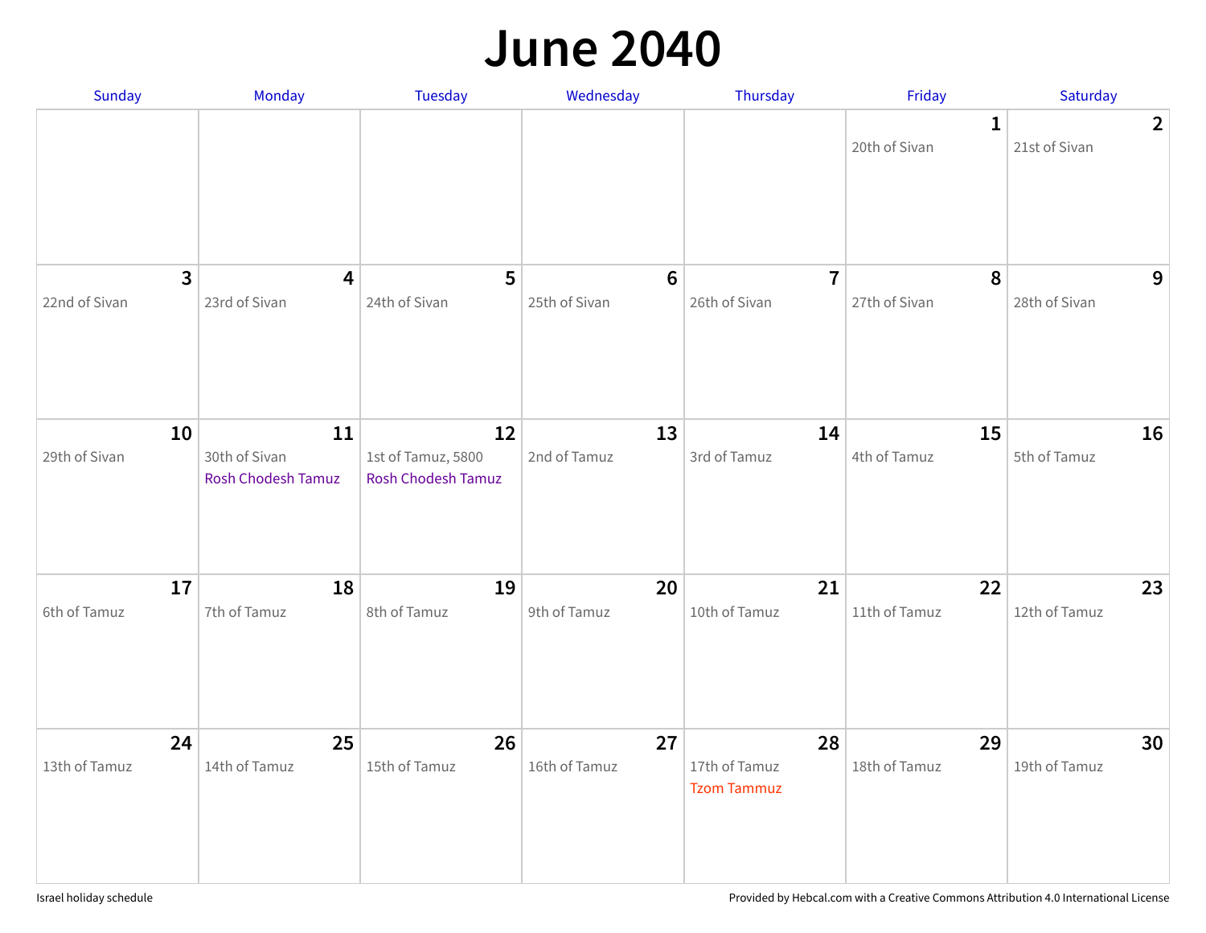# June 2040

| Sunday | Monday | Tuesday | Wednesday | Thursday | Friday | Saturday |
|---|---|---|---|---|---|---|
| | | | | | **1** 20th of Sivan | **2** 21st of Sivan |
| **3** 22nd of Sivan | **4** 23rd of Sivan | **5** 24th of Sivan | **6** 25th of Sivan | **7** 26th of Sivan | **8** 27th of Sivan | **9** 28th of Sivan |
| **10** 29th of Sivan | **11** 30th of Sivan Rosh Chodesh Tamuz | **12** 1st of Tamuz, 5800 Rosh Chodesh Tamuz | **13** 2nd of Tamuz | **14** 3rd of Tamuz | **15** 4th of Tamuz | **16** 5th of Tamuz |
| **17** 6th of Tamuz | **18** 7th of Tamuz | **19** 8th of Tamuz | **20** 9th of Tamuz | **21** 10th of Tamuz | **22** 11th of Tamuz | **23** 12th of Tamuz |
| **24** 13th of Tamuz | **25** 14th of Tamuz | **26** 15th of Tamuz | **27** 16th of Tamuz | **28** 17th of Tamuz Tzom Tammuz | **29** 18th of Tamuz | **30** 19th of Tamuz |

Israel holiday schedule

Provided by Hebcal.com with a Creative Commons Attribution 4.0 International License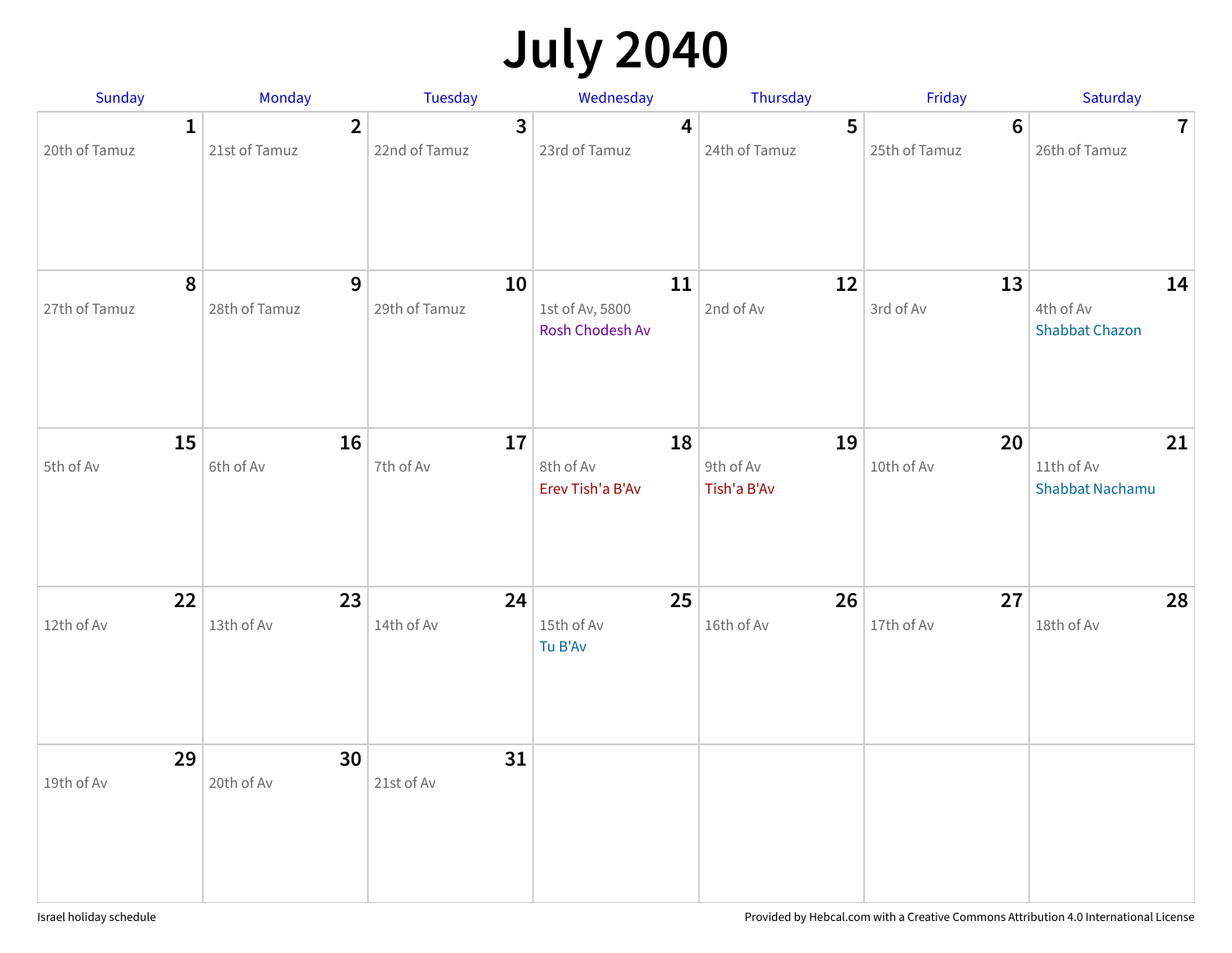# July 2040

| Sunday | Monday | Tuesday | Wednesday | Thursday | Friday | Saturday |
|---|---|---|---|---|---|---|
| **1** 20th of Tamuz | **2** 21st of Tamuz | **3** 22nd of Tamuz | **4** 23rd of Tamuz | **5** 24th of Tamuz | **6** 25th of Tamuz | **7** 26th of Tamuz |
| **8** 27th of Tamuz | **9** 28th of Tamuz | **10** 29th of Tamuz | **11** 1st of Av, 5800 Rosh Chodesh Av | **12** 2nd of Av | **13** 3rd of Av | **14** 4th of Av Shabbat Chazon |
| **15** 5th of Av | **16** 6th of Av | **17** 7th of Av | **18** 8th of Av Erev Tish'a B'Av | **19** 9th of Av Tish'a B'Av | **20** 10th of Av | **21** 11th of Av Shabbat Nachamu |
| **22** 12th of Av | **23** 13th of Av | **24** 14th of Av | **25** 15th of Av Tu B'Av | **26** 16th of Av | **27** 17th of Av | **28** 18th of Av |
| **29** 19th of Av | **30** 20th of Av | **31** 21st of Av | | | | |

Israel holiday schedule

Provided by Hebcal.com with a Creative Commons Attribution 4.0 International License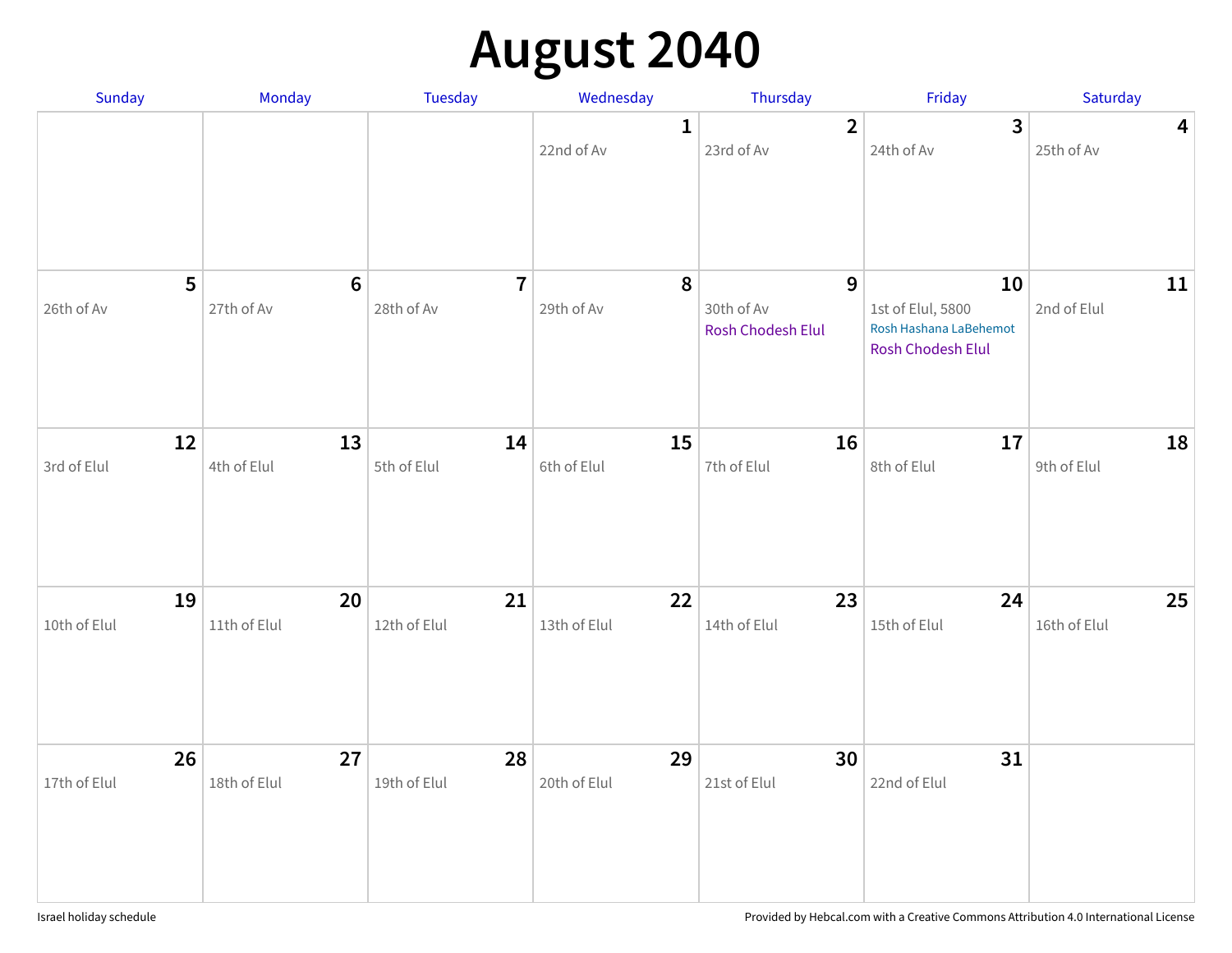# August 2040

| Sunday | Monday | Tuesday | Wednesday | Thursday | Friday | Saturday |
|---|---|---|---|---|---|---|
| | | | **1**<br>22nd of Av | **2**<br>23rd of Av | **3**<br>24th of Av | **4**<br>25th of Av |
| **5**<br>26th of Av | **6**<br>27th of Av | **7**<br>28th of Av | **8**<br>29th of Av | **9**<br>30th of Av<br>Rosh Chodesh Elul | **10**<br>1st of Elul, 5800<br>Rosh Hashana LaBehemot<br>Rosh Chodesh Elul | **11**<br>2nd of Elul |
| **12**<br>3rd of Elul | **13**<br>4th of Elul | **14**<br>5th of Elul | **15**<br>6th of Elul | **16**<br>7th of Elul | **17**<br>8th of Elul | **18**<br>9th of Elul |
| **19**<br>10th of Elul | **20**<br>11th of Elul | **21**<br>12th of Elul | **22**<br>13th of Elul | **23**<br>14th of Elul | **24**<br>15th of Elul | **25**<br>16th of Elul |
| **26**<br>17th of Elul | **27**<br>18th of Elul | **28**<br>19th of Elul | **29**<br>20th of Elul | **30**<br>21st of Elul | **31**<br>22nd of Elul | |

Israel holiday schedule

Provided by Hebcal.com with a Creative Commons Attribution 4.0 International License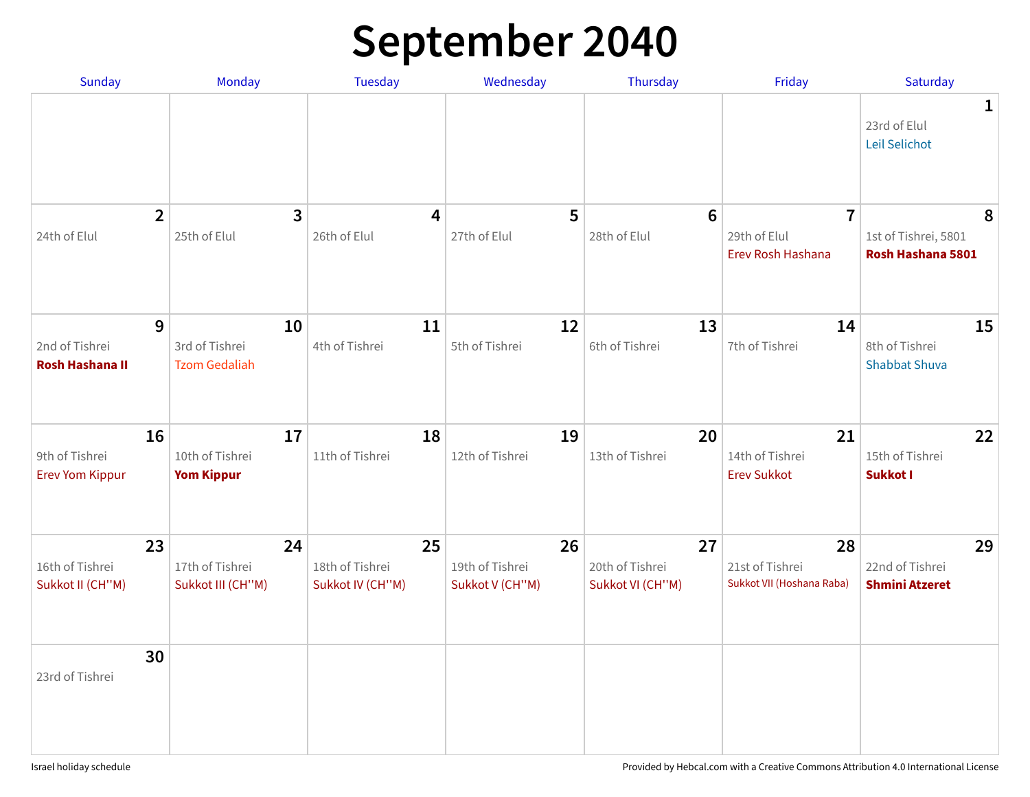# September 2040

| Sunday | Monday | Tuesday | Wednesday | Thursday | Friday | Saturday |
|---|---|---|---|---|---|---|
| | | | | | | **1**<br>23rd of Elul<br>Leil Selichot |
| **2**<br>24th of Elul | **3**<br>25th of Elul | **4**<br>26th of Elul | **5**<br>27th of Elul | **6**<br>28th of Elul | **7**<br>29th of Elul<br>Erev Rosh Hashana | **8**<br>1st of Tishrei, 5801<br>**Rosh Hashana 5801** |
| **9**<br>2nd of Tishrei<br>**Rosh Hashana II** | **10**<br>3rd of Tishrei<br>Tzom Gedaliah | **11**<br>4th of Tishrei | **12**<br>5th of Tishrei | **13**<br>6th of Tishrei | **14**<br>7th of Tishrei | **15**<br>8th of Tishrei<br>Shabbat Shuva |
| **16**<br>9th of Tishrei<br>Erev Yom Kippur | **17**<br>10th of Tishrei<br>**Yom Kippur** | **18**<br>11th of Tishrei | **19**<br>12th of Tishrei | **20**<br>13th of Tishrei | **21**<br>14th of Tishrei<br>Erev Sukkot | **22**<br>15th of Tishrei<br>**Sukkot I** |
| **23**<br>16th of Tishrei<br>Sukkot II (CH''M) | **24**<br>17th of Tishrei<br>Sukkot III (CH''M) | **25**<br>18th of Tishrei<br>Sukkot IV (CH''M) | **26**<br>19th of Tishrei<br>Sukkot V (CH''M) | **27**<br>20th of Tishrei<br>Sukkot VI (CH''M) | **28**<br>21st of Tishrei<br>Sukkot VII (Hoshana Raba) | **29**<br>22nd of Tishrei<br>**Shmini Atzeret** |
| **30**<br>23rd of Tishrei | | | | | | |

Israel holiday schedule

Provided by Hebcal.com with a Creative Commons Attribution 4.0 International License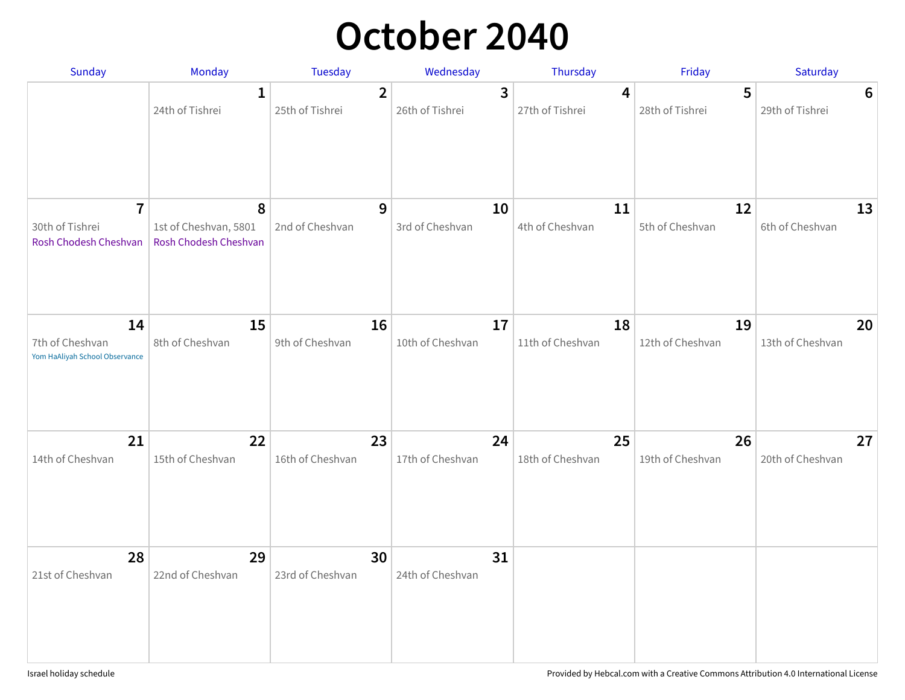# October 2040

| Sunday | Monday | Tuesday | Wednesday | Thursday | Friday | Saturday |
|---|---|---|---|---|---|---|
| | **1** 24th of Tishrei | **2** 25th of Tishrei | **3** 26th of Tishrei | **4** 27th of Tishrei | **5** 28th of Tishrei | **6** 29th of Tishrei |
| **7** 30th of Tishrei Rosh Chodesh Cheshvan | **8** 1st of Cheshvan, 5801 Rosh Chodesh Cheshvan | **9** 2nd of Cheshvan | **10** 3rd of Cheshvan | **11** 4th of Cheshvan | **12** 5th of Cheshvan | **13** 6th of Cheshvan |
| **14** 7th of Cheshvan Yom HaAliyah School Observance | **15** 8th of Cheshvan | **16** 9th of Cheshvan | **17** 10th of Cheshvan | **18** 11th of Cheshvan | **19** 12th of Cheshvan | **20** 13th of Cheshvan |
| **21** 14th of Cheshvan | **22** 15th of Cheshvan | **23** 16th of Cheshvan | **24** 17th of Cheshvan | **25** 18th of Cheshvan | **26** 19th of Cheshvan | **27** 20th of Cheshvan |
| **28** 21st of Cheshvan | **29** 22nd of Cheshvan | **30** 23rd of Cheshvan | **31** 24th of Cheshvan | | | |

Israel holiday schedule

Provided by Hebcal.com with a Creative Commons Attribution 4.0 International License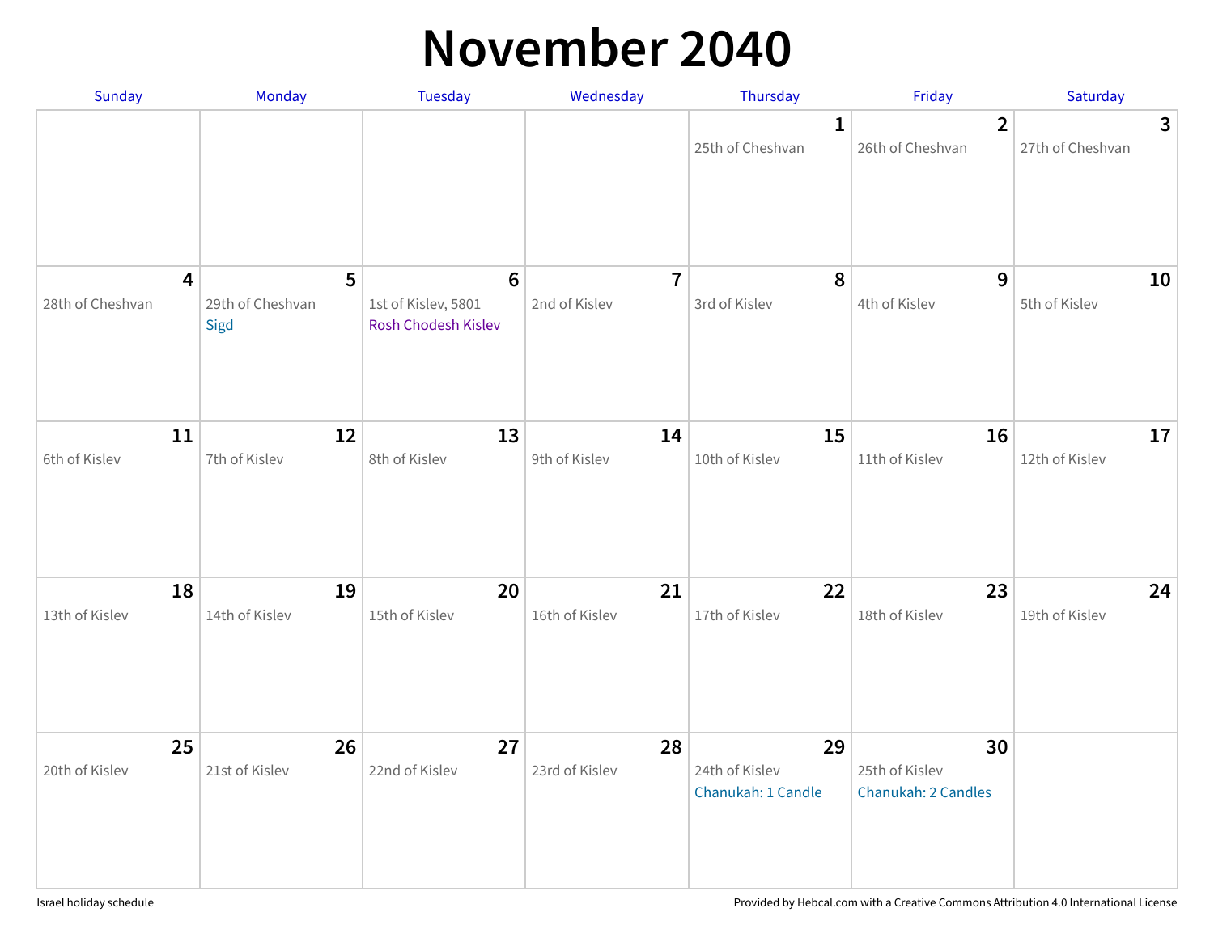# November 2040

| Sunday | Monday | Tuesday | Wednesday | Thursday | Friday | Saturday |
|---|---|---|---|---|---|---|
| | | | | **1** 25th of Cheshvan | **2** 26th of Cheshvan | **3** 27th of Cheshvan |
| **4** 28th of Cheshvan | **5** 29th of Cheshvan Sigd | **6** 1st of Kislev, 5801 Rosh Chodesh Kislev | **7** 2nd of Kislev | **8** 3rd of Kislev | **9** 4th of Kislev | **10** 5th of Kislev |
| **11** 6th of Kislev | **12** 7th of Kislev | **13** 8th of Kislev | **14** 9th of Kislev | **15** 10th of Kislev | **16** 11th of Kislev | **17** 12th of Kislev |
| **18** 13th of Kislev | **19** 14th of Kislev | **20** 15th of Kislev | **21** 16th of Kislev | **22** 17th of Kislev | **23** 18th of Kislev | **24** 19th of Kislev |
| **25** 20th of Kislev | **26** 21st of Kislev | **27** 22nd of Kislev | **28** 23rd of Kislev | **29** 24th of Kislev Chanukah: 1 Candle | **30** 25th of Kislev Chanukah: 2 Candles | |

Israel holiday schedule

Provided by Hebcal.com with a Creative Commons Attribution 4.0 International License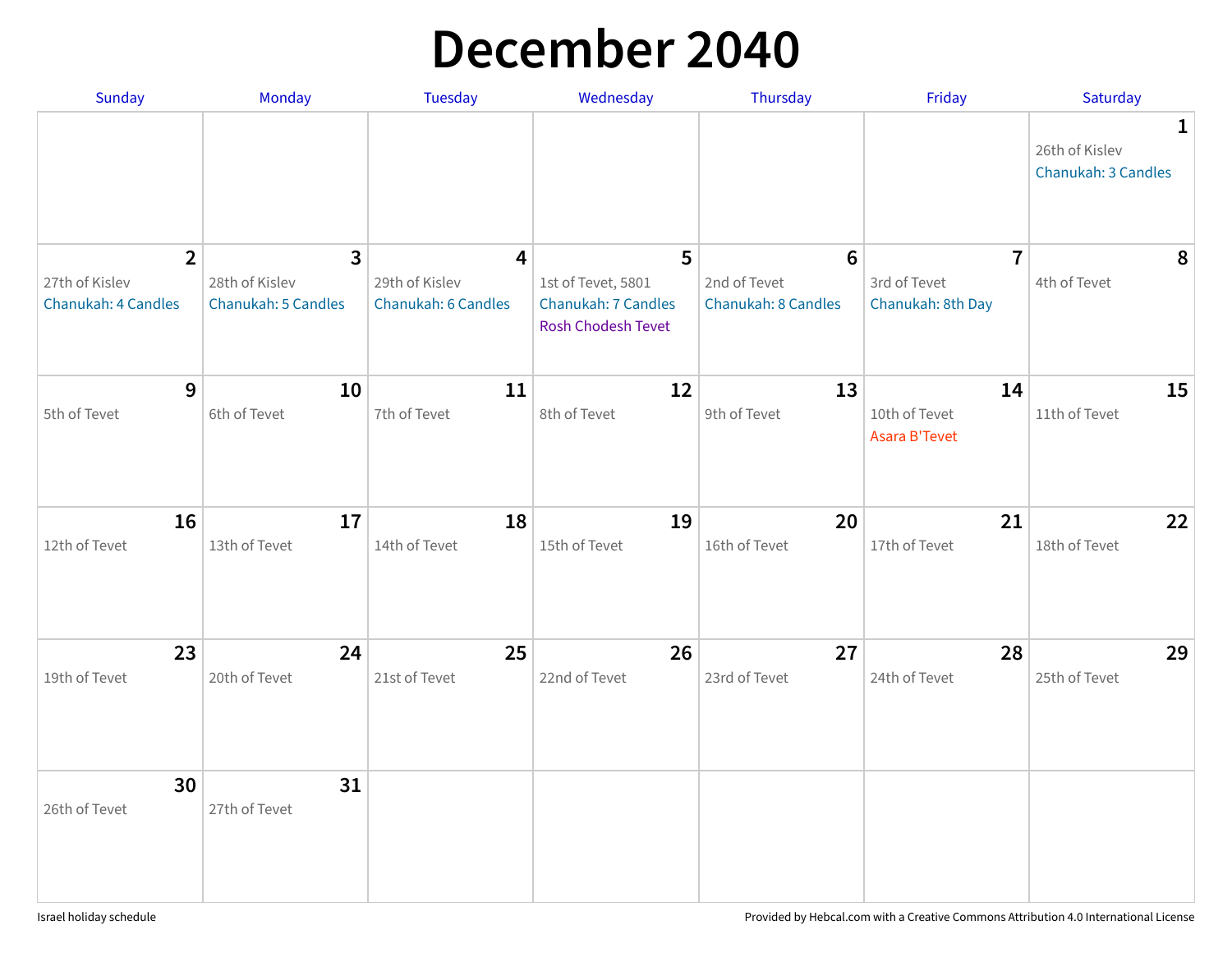# December 2040

| Sunday | Monday | Tuesday | Wednesday | Thursday | Friday | Saturday |
|---|---|---|---|---|---|---|
| | | | | | | **1**<br>26th of Kislev<br>Chanukah: 3 Candles |
| **2**<br>27th of Kislev<br>Chanukah: 4 Candles | **3**<br>28th of Kislev<br>Chanukah: 5 Candles | **4**<br>29th of Kislev<br>Chanukah: 6 Candles | **5**<br>1st of Tevet, 5801<br>Chanukah: 7 Candles<br>Rosh Chodesh Tevet | **6**<br>2nd of Tevet<br>Chanukah: 8 Candles | **7**<br>3rd of Tevet<br>Chanukah: 8th Day | **8**<br>4th of Tevet |
| **9**<br>5th of Tevet | **10**<br>6th of Tevet | **11**<br>7th of Tevet | **12**<br>8th of Tevet | **13**<br>9th of Tevet | **14**<br>10th of Tevet<br>Asara B'Tevet | **15**<br>11th of Tevet |
| **16**<br>12th of Tevet | **17**<br>13th of Tevet | **18**<br>14th of Tevet | **19**<br>15th of Tevet | **20**<br>16th of Tevet | **21**<br>17th of Tevet | **22**<br>18th of Tevet |
| **23**<br>19th of Tevet | **24**<br>20th of Tevet | **25**<br>21st of Tevet | **26**<br>22nd of Tevet | **27**<br>23rd of Tevet | **28**<br>24th of Tevet | **29**<br>25th of Tevet |
| **30**<br>26th of Tevet | **31**<br>27th of Tevet | | | | | |

Israel holiday schedule

Provided by Hebcal.com with a Creative Commons Attribution 4.0 International License